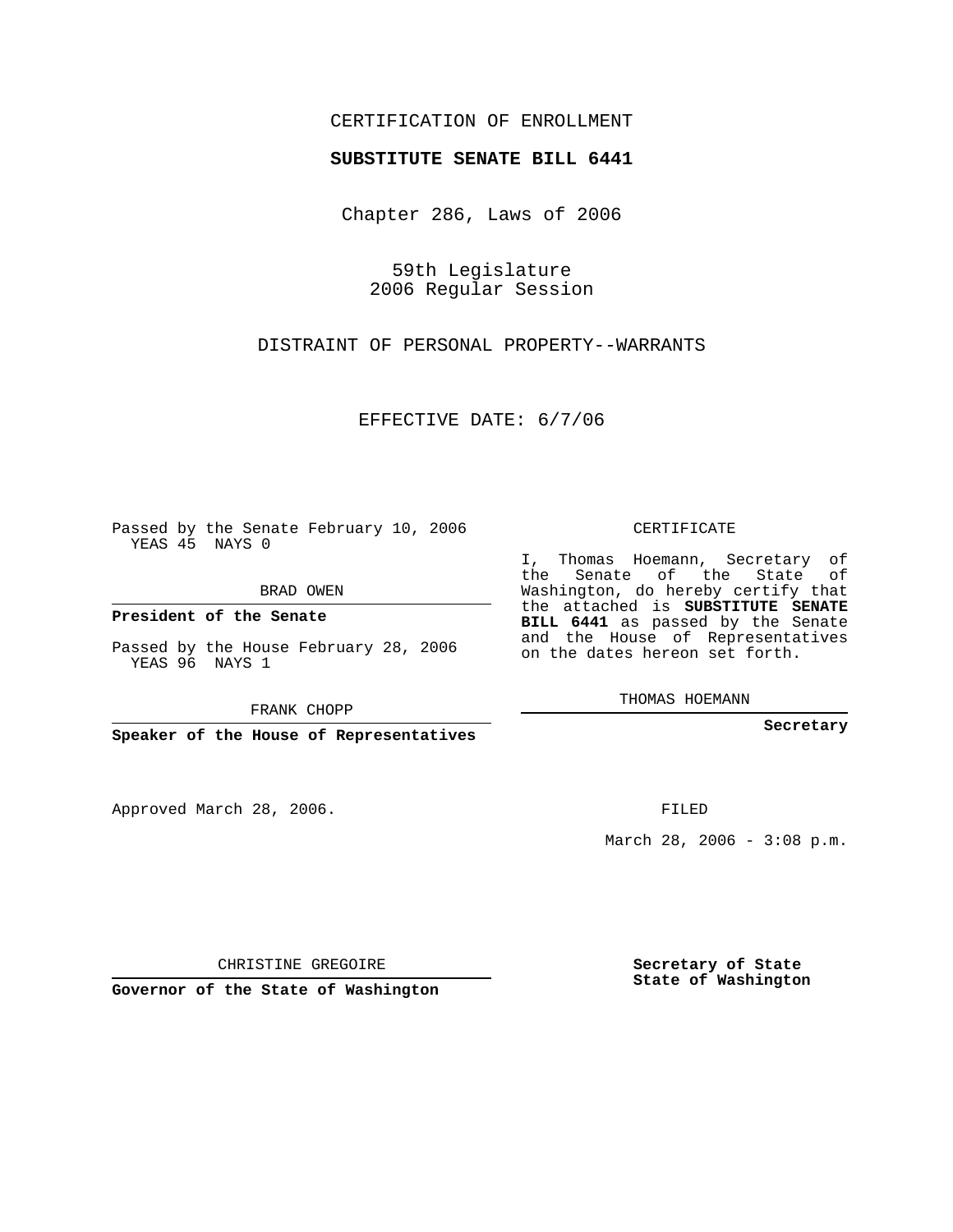CERTIFICATION OF ENROLLMENT

**SUBSTITUTE SENATE BILL 6441**

Chapter 286, Laws of 2006

59th Legislature
2006 Regular Session

DISTRAINT OF PERSONAL PROPERTY--WARRANTS

EFFECTIVE DATE: 6/7/06

Passed by the Senate February 10, 2006
YEAS 45 NAYS 0

BRAD OWEN

**President of the Senate**

Passed by the House February 28, 2006
YEAS 96 NAYS 1

FRANK CHOPP

**Speaker of the House of Representatives**

CERTIFICATE

I, Thomas Hoemann, Secretary of the Senate of the State of Washington, do hereby certify that the attached is **SUBSTITUTE SENATE BILL 6441** as passed by the Senate and the House of Representatives on the dates hereon set forth.

THOMAS HOEMANN

**Secretary**

Approved March 28, 2006.

FILED

March 28, 2006 - 3:08 p.m.

CHRISTINE GREGOIRE

**Governor of the State of Washington**

**Secretary of State**
**State of Washington**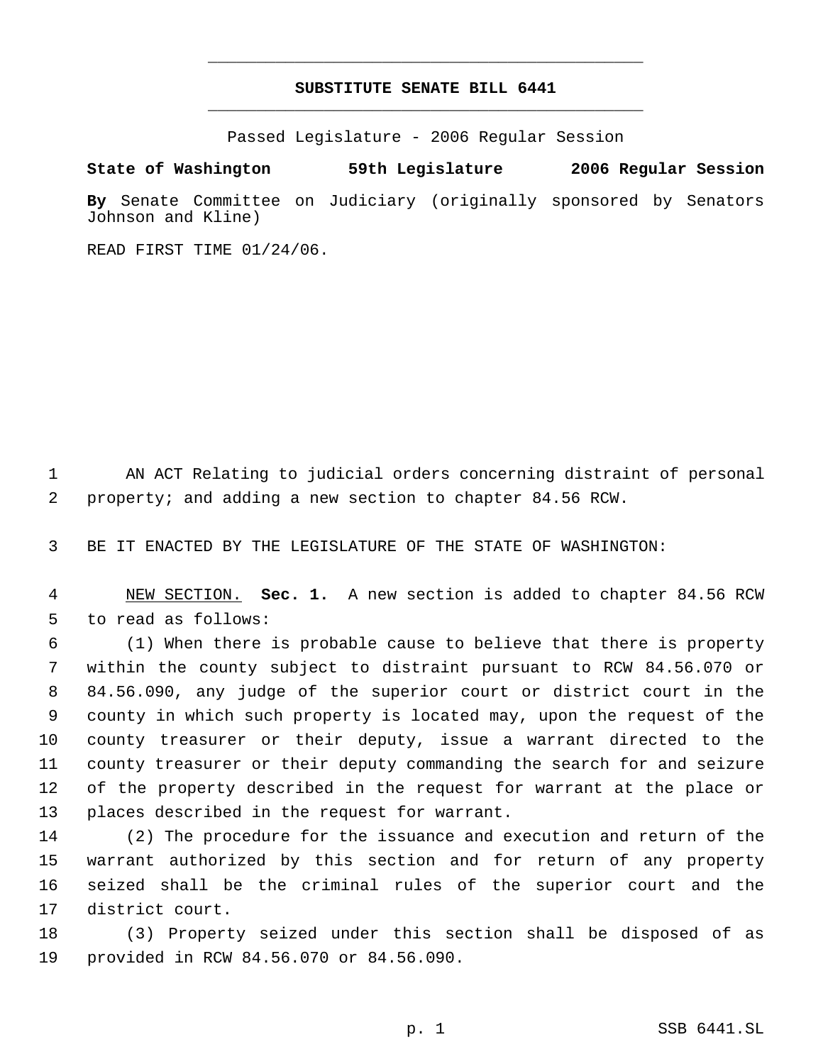**SUBSTITUTE SENATE BILL 6441**

Passed Legislature - 2006 Regular Session

**State of Washington 59th Legislature 2006 Regular Session**

**By** Senate Committee on Judiciary (originally sponsored by Senators Johnson and Kline)

READ FIRST TIME 01/24/06.

1 AN ACT Relating to judicial orders concerning distraint of personal
2 property; and adding a new section to chapter 84.56 RCW.

3 BE IT ENACTED BY THE LEGISLATURE OF THE STATE OF WASHINGTON:

4 NEW SECTION. **Sec. 1.** A new section is added to chapter 84.56 RCW
5 to read as follows:

6 (1) When there is probable cause to believe that there is property
7 within the county subject to distraint pursuant to RCW 84.56.070 or
8 84.56.090, any judge of the superior court or district court in the
9 county in which such property is located may, upon the request of the
10 county treasurer or their deputy, issue a warrant directed to the
11 county treasurer or their deputy commanding the search for and seizure
12 of the property described in the request for warrant at the place or
13 places described in the request for warrant.

14 (2) The procedure for the issuance and execution and return of the
15 warrant authorized by this section and for return of any property
16 seized shall be the criminal rules of the superior court and the
17 district court.

18 (3) Property seized under this section shall be disposed of as
19 provided in RCW 84.56.070 or 84.56.090.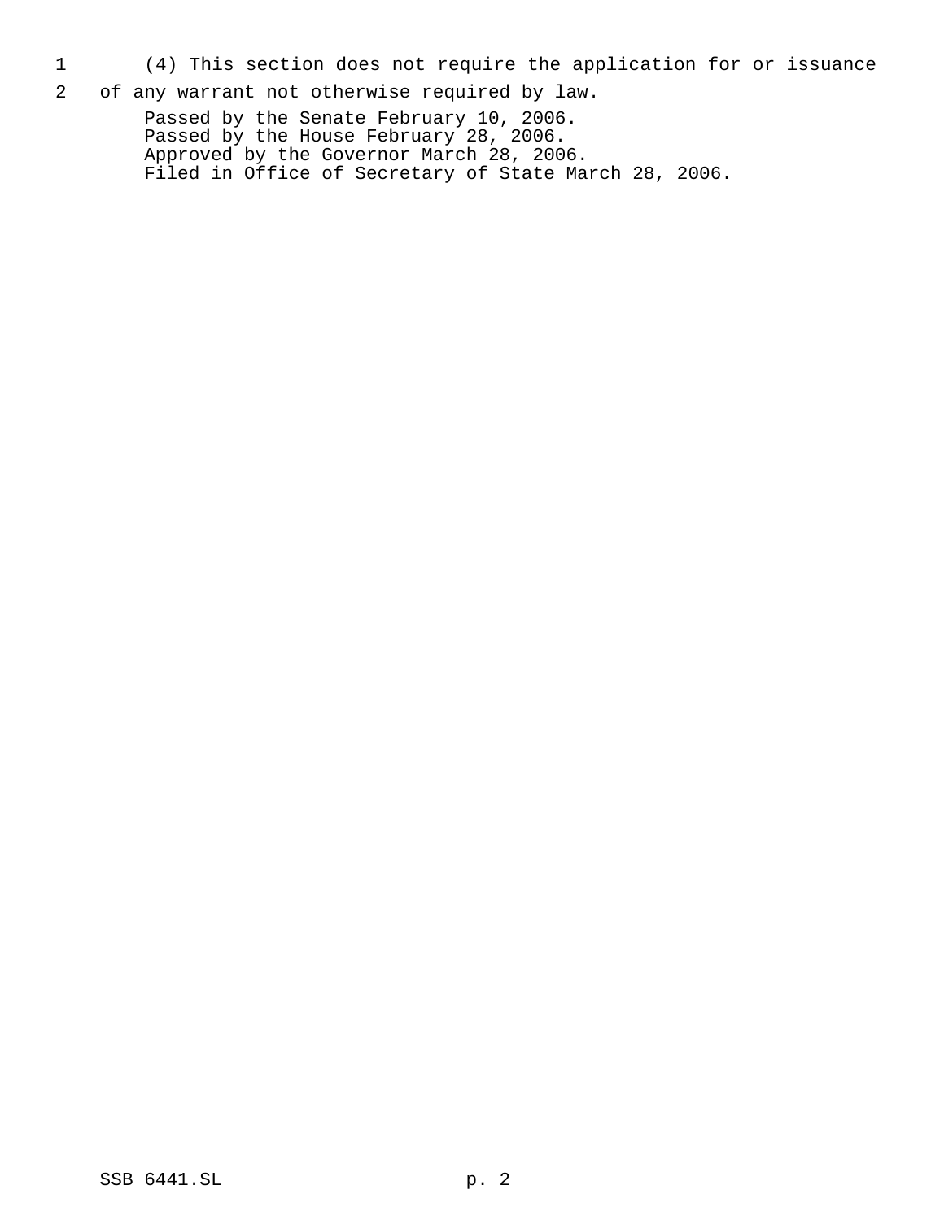(4) This section does not require the application for or issuance of any warrant not otherwise required by law.

Passed by the Senate February 10, 2006.
Passed by the House February 28, 2006.
Approved by the Governor March 28, 2006.
Filed in Office of Secretary of State March 28, 2006.